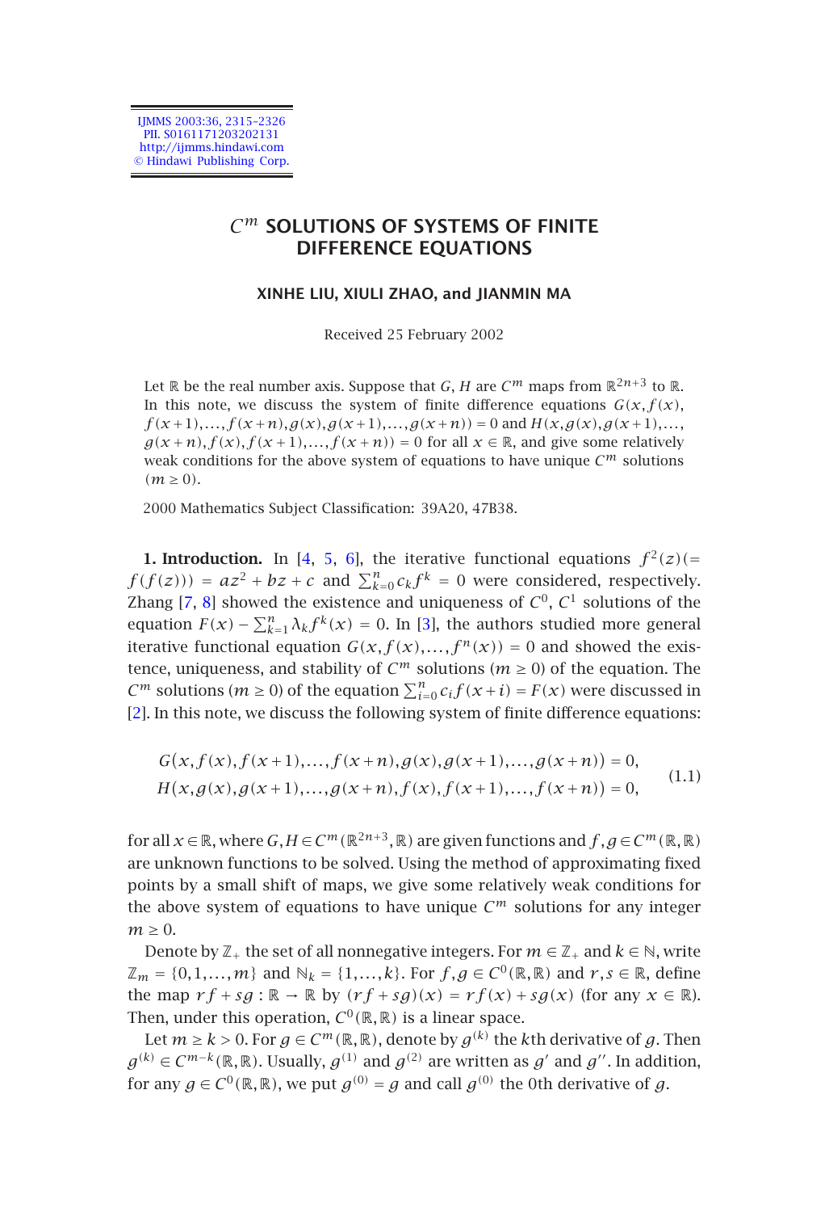# $C^m$ SOLUTIONS OF SYSTEMS OF FINITE DIFFERENCE EQUATIONS

**XINHE LIU, XIULI ZHAO, and JIANMIN MA**

Received 25 February 2002

Let $\mathbb{R}$ be the real number axis. Suppose that $G, H$ are $C^m$ maps from $\mathbb{R}^{2n+3}$ to $\mathbb{R}$. In this note, we discuss the system of finite difference equations $G(x, f(x), f(x+1), \ldots, f(x+n), g(x), g(x+1), \ldots, g(x+n)) = 0$ and $H(x, g(x), g(x+1), \ldots, g(x+n), f(x), f(x+1), \ldots, f(x+n)) = 0$ for all $x \in \mathbb{R}$, and give some relatively weak conditions for the above system of equations to have unique $C^m$ solutions $(m \geq 0)$.

2000 Mathematics Subject Classification: 39A20, 47B38.

**1. Introduction.** In [4, 5, 6], the iterative functional equations $f^2(z)(= f(f(z))) = az^2 + bz + c$ and $\sum_{k=0}^{n} c_k f^k = 0$ were considered, respectively. Zhang [7, 8] showed the existence and uniqueness of $C^0$, $C^1$ solutions of the equation $F(x) - \sum_{k=1}^{n} \lambda_k f^k(x) = 0$. In [3], the authors studied more general iterative functional equation $G(x, f(x), \ldots, f^n(x)) = 0$ and showed the existence, uniqueness, and stability of $C^m$ solutions $(m \geq 0)$ of the equation. The $C^m$ solutions $(m \geq 0)$ of the equation $\sum_{i=0}^{n} c_i f(x+i) = F(x)$ were discussed in [2]. In this note, we discuss the following system of finite difference equations:

$$
\begin{aligned}
&G(x, f(x), f(x+1), \ldots, f(x+n), g(x), g(x+1), \ldots, g(x+n)) = 0, \\
&H(x, g(x), g(x+1), \ldots, g(x+n), f(x), f(x+1), \ldots, f(x+n)) = 0,
\end{aligned}
\tag{1.1}
$$

for all $x \in \mathbb{R}$, where $G, H \in C^m(\mathbb{R}^{2n+3}, \mathbb{R})$ are given functions and $f, g \in C^m(\mathbb{R}, \mathbb{R})$ are unknown functions to be solved. Using the method of approximating fixed points by a small shift of maps, we give some relatively weak conditions for the above system of equations to have unique $C^m$ solutions for any integer $m \geq 0$.

Denote by $\mathbb{Z}_+$ the set of all nonnegative integers. For $m \in \mathbb{Z}_+$ and $k \in \mathbb{N}$, write $\mathbb{Z}_m = \{0, 1, \ldots, m\}$ and $\mathbb{N}_k = \{1, \ldots, k\}$. For $f, g \in C^0(\mathbb{R}, \mathbb{R})$ and $r, s \in \mathbb{R}$, define the map $rf + sg : \mathbb{R} \to \mathbb{R}$ by $(rf + sg)(x) = rf(x) + sg(x)$ (for any $x \in \mathbb{R}$). Then, under this operation, $C^0(\mathbb{R}, \mathbb{R})$ is a linear space.

Let $m \geq k > 0$. For $g \in C^m(\mathbb{R}, \mathbb{R})$, denote by $g^{(k)}$ the $k$th derivative of $g$. Then $g^{(k)} \in C^{m-k}(\mathbb{R}, \mathbb{R})$. Usually, $g^{(1)}$ and $g^{(2)}$ are written as $g'$ and $g''$. In addition, for any $g \in C^0(\mathbb{R}, \mathbb{R})$, we put $g^{(0)} = g$ and call $g^{(0)}$ the 0th derivative of $g$.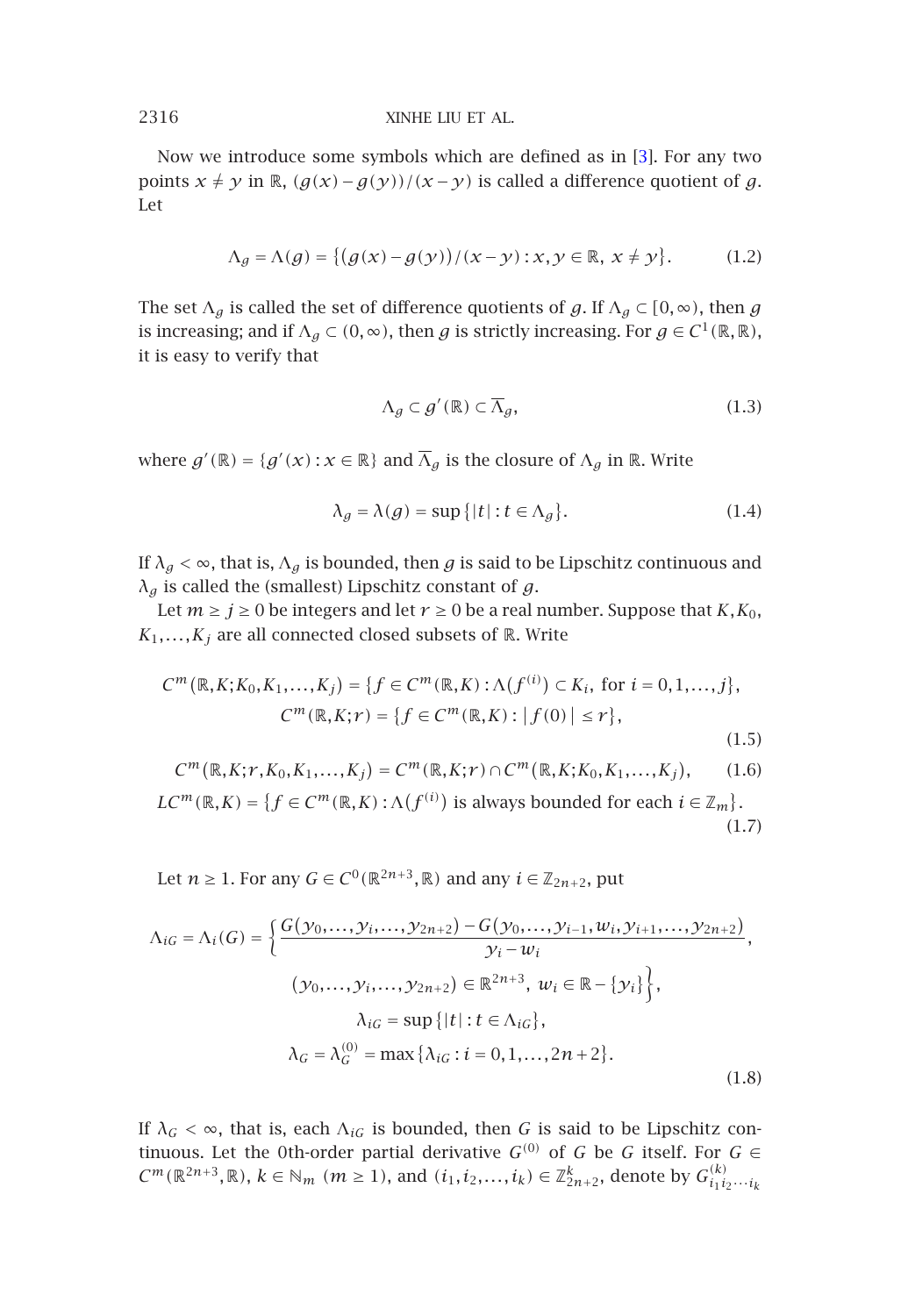Now we introduce some symbols which are defined as in [3]. For any two points $x \neq y$ in $\mathbb{R}$, $(g(x)-g(y))/(x-y)$ is called a difference quotient of $g$. Let

$$\Lambda_g = \Lambda(g) = \{(g(x)-g(y))/(x-y) : x, y \in \mathbb{R},\ x \neq y\}. \tag{1.2}$$

The set $\Lambda_g$ is called the set of difference quotients of $g$. If $\Lambda_g \subset [0,\infty)$, then $g$ is increasing; and if $\Lambda_g \subset (0,\infty)$, then $g$ is strictly increasing. For $g \in C^1(\mathbb{R},\mathbb{R})$, it is easy to verify that

$$\Lambda_g \subset g'(\mathbb{R}) \subset \overline{\Lambda}_g, \tag{1.3}$$

where $g'(\mathbb{R}) = \{g'(x) : x \in \mathbb{R}\}$ and $\overline{\Lambda}_g$ is the closure of $\Lambda_g$ in $\mathbb{R}$. Write

$$\lambda_g = \lambda(g) = \sup\{|t| : t \in \Lambda_g\}. \tag{1.4}$$

If $\lambda_g < \infty$, that is, $\Lambda_g$ is bounded, then $g$ is said to be Lipschitz continuous and $\lambda_g$ is called the (smallest) Lipschitz constant of $g$.

Let $m \geq j \geq 0$ be integers and let $r \geq 0$ be a real number. Suppose that $K, K_0, K_1, \ldots, K_j$ are all connected closed subsets of $\mathbb{R}$. Write

$$\begin{gathered} C^m(\mathbb{R},K;K_0,K_1,\ldots,K_j) = \{f \in C^m(\mathbb{R},K) : \Lambda(f^{(i)}) \subset K_i, \text{ for } i = 0,1,\ldots,j\}, \\ C^m(\mathbb{R},K;r) = \{f \in C^m(\mathbb{R},K) : |f(0)| \leq r\}, \end{gathered} \tag{1.5}$$

$$C^m(\mathbb{R},K;r,K_0,K_1,\ldots,K_j) = C^m(\mathbb{R},K;r) \cap C^m(\mathbb{R},K;K_0,K_1,\ldots,K_j), \tag{1.6}$$

$$LC^m(\mathbb{R},K) = \{f \in C^m(\mathbb{R},K) : \Lambda(f^{(i)}) \text{ is always bounded for each } i \in \mathbb{Z}_m\}. \tag{1.7}$$

Let $n \geq 1$. For any $G \in C^0(\mathbb{R}^{2n+3},\mathbb{R})$ and any $i \in \mathbb{Z}_{2n+2}$, put

$$\begin{gathered} \Lambda_{iG} = \Lambda_i(G) = \Big\{ \frac{G(y_0,\ldots,y_i,\ldots,y_{2n+2}) - G(y_0,\ldots,y_{i-1},w_i,y_{i+1},\ldots,y_{2n+2})}{y_i - w_i}, \\ (y_0,\ldots,y_i,\ldots,y_{2n+2}) \in \mathbb{R}^{2n+3},\ w_i \in \mathbb{R} - \{y_i\} \Big\}, \\ \lambda_{iG} = \sup\{|t| : t \in \Lambda_{iG}\}, \\ \lambda_G = \lambda_G^{(0)} = \max\{\lambda_{iG} : i = 0,1,\ldots,2n+2\}. \end{gathered} \tag{1.8}$$

If $\lambda_G < \infty$, that is, each $\Lambda_{iG}$ is bounded, then $G$ is said to be Lipschitz continuous. Let the 0th-order partial derivative $G^{(0)}$ of $G$ be $G$ itself. For $G \in C^m(\mathbb{R}^{2n+3},\mathbb{R})$, $k \in \mathbb{N}_m$ $(m \geq 1)$, and $(i_1,i_2,\ldots,i_k) \in \mathbb{Z}_{2n+2}^k$, denote by $G_{i_1 i_2 \cdots i_k}^{(k)}$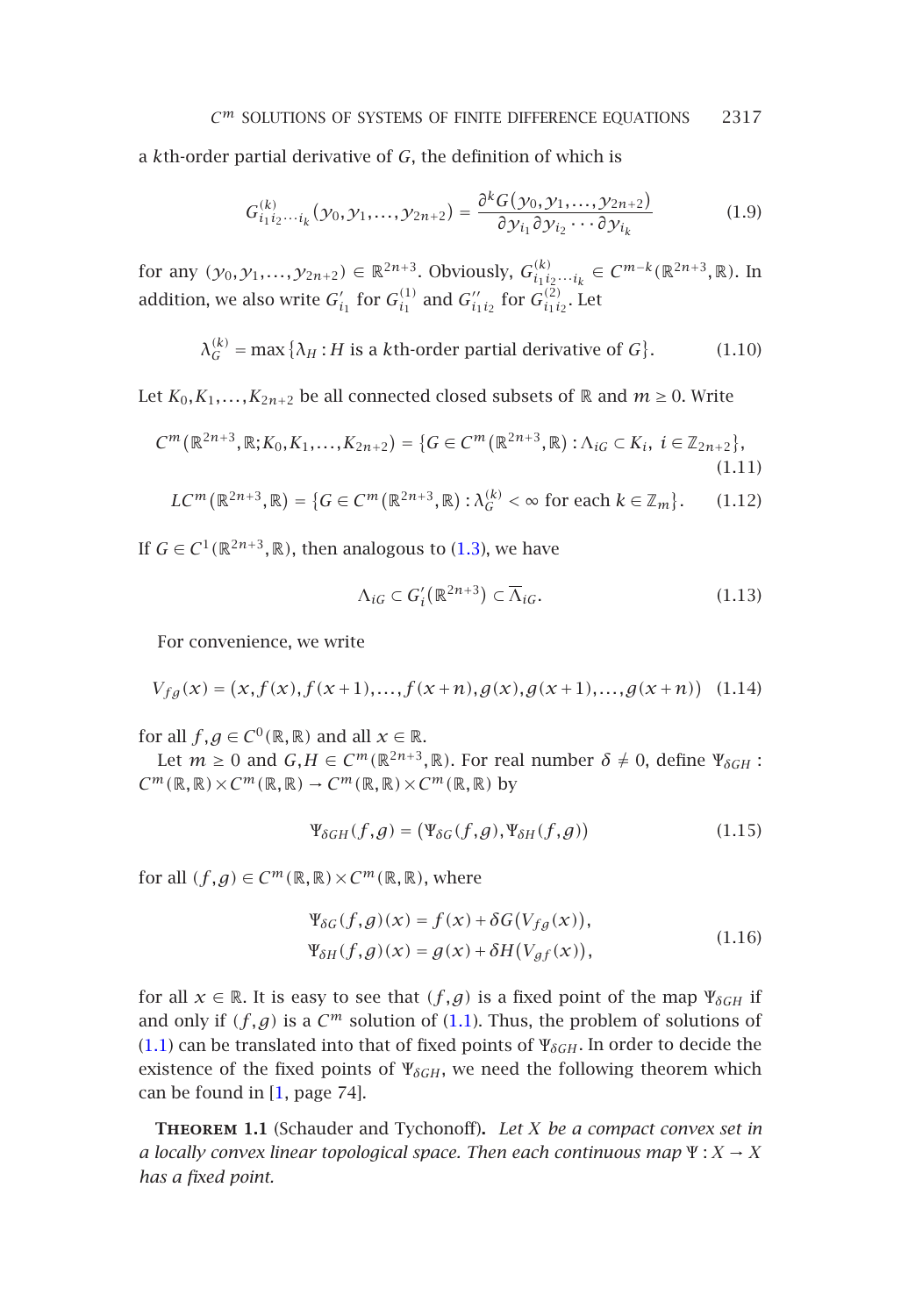a $k$th-order partial derivative of $G$, the definition of which is

$$G^{(k)}_{i_1 i_2 \cdots i_k}(y_0, y_1, \ldots, y_{2n+2}) = \frac{\partial^k G(y_0, y_1, \ldots, y_{2n+2})}{\partial y_{i_1} \partial y_{i_2} \cdots \partial y_{i_k}} \tag{1.9}$$

for any $(y_0, y_1, \ldots, y_{2n+2}) \in \mathbb{R}^{2n+3}$. Obviously, $G^{(k)}_{i_1 i_2 \cdots i_k} \in C^{m-k}(\mathbb{R}^{2n+3}, \mathbb{R})$. In addition, we also write $G'_{i_1}$ for $G^{(1)}_{i_1}$ and $G''_{i_1 i_2}$ for $G^{(2)}_{i_1 i_2}$. Let

$$\lambda^{(k)}_G = \max\{\lambda_H : H \text{ is a } k\text{th-order partial derivative of } G\}. \tag{1.10}$$

Let $K_0, K_1, \ldots, K_{2n+2}$ be all connected closed subsets of $\mathbb{R}$ and $m \geq 0$. Write

$$C^m(\mathbb{R}^{2n+3}, \mathbb{R}; K_0, K_1, \ldots, K_{2n+2}) = \{G \in C^m(\mathbb{R}^{2n+3}, \mathbb{R}) : \Lambda_{iG} \subset K_i,\ i \in \mathbb{Z}_{2n+2}\}, \tag{1.11}$$

$$LC^m(\mathbb{R}^{2n+3}, \mathbb{R}) = \{G \in C^m(\mathbb{R}^{2n+3}, \mathbb{R}) : \lambda^{(k)}_G < \infty \text{ for each } k \in \mathbb{Z}_m\}. \tag{1.12}$$

If $G \in C^1(\mathbb{R}^{2n+3}, \mathbb{R})$, then analogous to (1.3), we have

$$\Lambda_{iG} \subset G'_i(\mathbb{R}^{2n+3}) \subset \overline{\Lambda}_{iG}. \tag{1.13}$$

For convenience, we write

$$V_{fg}(x) = (x, f(x), f(x+1), \ldots, f(x+n), g(x), g(x+1), \ldots, g(x+n)) \tag{1.14}$$

for all $f, g \in C^0(\mathbb{R}, \mathbb{R})$ and all $x \in \mathbb{R}$.

Let $m \geq 0$ and $G, H \in C^m(\mathbb{R}^{2n+3}, \mathbb{R})$. For real number $\delta \neq 0$, define $\Psi_{\delta GH} : C^m(\mathbb{R}, \mathbb{R}) \times C^m(\mathbb{R}, \mathbb{R}) \to C^m(\mathbb{R}, \mathbb{R}) \times C^m(\mathbb{R}, \mathbb{R})$ by

$$\Psi_{\delta GH}(f, g) = (\Psi_{\delta G}(f, g), \Psi_{\delta H}(f, g)) \tag{1.15}$$

for all $(f, g) \in C^m(\mathbb{R}, \mathbb{R}) \times C^m(\mathbb{R}, \mathbb{R})$, where

$$\begin{aligned} \Psi_{\delta G}(f, g)(x) &= f(x) + \delta G(V_{fg}(x)), \\ \Psi_{\delta H}(f, g)(x) &= g(x) + \delta H(V_{gf}(x)), \end{aligned} \tag{1.16}$$

for all $x \in \mathbb{R}$. It is easy to see that $(f, g)$ is a fixed point of the map $\Psi_{\delta GH}$ if and only if $(f, g)$ is a $C^m$ solution of (1.1). Thus, the problem of solutions of (1.1) can be translated into that of fixed points of $\Psi_{\delta GH}$. In order to decide the existence of the fixed points of $\Psi_{\delta GH}$, we need the following theorem which can be found in [1, page 74].

**Theorem 1.1** (Schauder and Tychonoff). *Let $X$ be a compact convex set in a locally convex linear topological space. Then each continuous map $\Psi : X \to X$ has a fixed point.*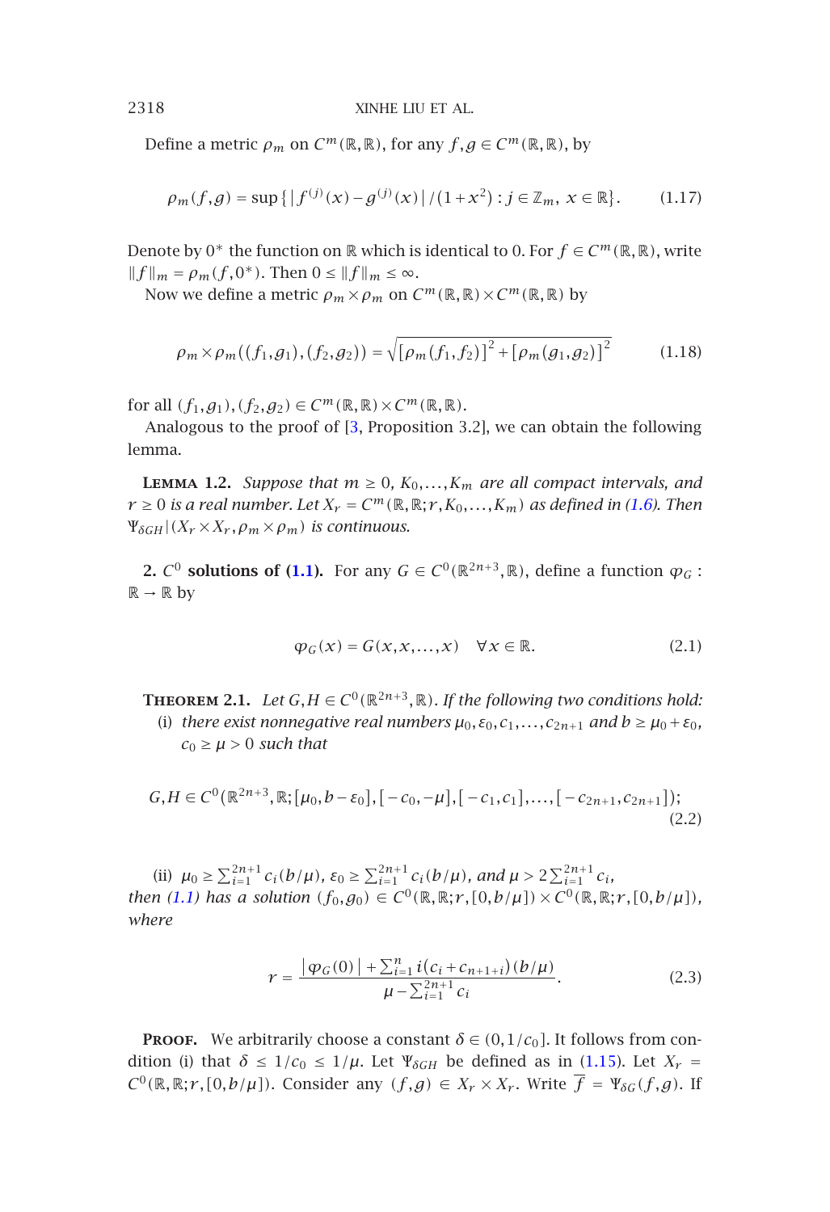Define a metric $\rho_m$ on $C^m(\mathbb{R},\mathbb{R})$, for any $f,g \in C^m(\mathbb{R},\mathbb{R})$, by

$$\rho_m(f,g) = \sup\{|f^{(j)}(x) - g^{(j)}(x)|/(1+x^2) : j \in \mathbb{Z}_m,\ x \in \mathbb{R}\}. \tag{1.17}$$

Denote by $0^*$ the function on $\mathbb{R}$ which is identical to 0. For $f \in C^m(\mathbb{R},\mathbb{R})$, write $\|f\|_m = \rho_m(f,0^*)$. Then $0 \le \|f\|_m \le \infty$.

Now we define a metric $\rho_m \times \rho_m$ on $C^m(\mathbb{R},\mathbb{R}) \times C^m(\mathbb{R},\mathbb{R})$ by

$$\rho_m \times \rho_m((f_1,g_1),(f_2,g_2)) = \sqrt{[\rho_m(f_1,f_2)]^2 + [\rho_m(g_1,g_2)]^2} \tag{1.18}$$

for all $(f_1,g_1),(f_2,g_2) \in C^m(\mathbb{R},\mathbb{R}) \times C^m(\mathbb{R},\mathbb{R})$.

Analogous to the proof of [3, Proposition 3.2], we can obtain the following lemma.

**Lemma 1.2.** *Suppose that $m \ge 0$, $K_0,\dots,K_m$ are all compact intervals, and $r \ge 0$ is a real number. Let $X_r = C^m(\mathbb{R},\mathbb{R};r,K_0,\dots,K_m)$ as defined in (1.6). Then $\Psi_{\delta GH}|(X_r \times X_r, \rho_m \times \rho_m)$ is continuous.*

## 2. $C^0$ solutions of (1.1)

For any $G \in C^0(\mathbb{R}^{2n+3},\mathbb{R})$, define a function $\varphi_G : \mathbb{R} \to \mathbb{R}$ by

$$\varphi_G(x) = G(x,x,\dots,x) \quad \forall x \in \mathbb{R}. \tag{2.1}$$

**Theorem 2.1.** *Let $G,H \in C^0(\mathbb{R}^{2n+3},\mathbb{R})$. If the following two conditions hold:*

(i) *there exist nonnegative real numbers $\mu_0,\varepsilon_0,c_1,\dots,c_{2n+1}$ and $b \ge \mu_0 + \varepsilon_0$, $c_0 \ge \mu > 0$ such that*

$$G,H \in C^0(\mathbb{R}^{2n+3},\mathbb{R};[\mu_0,b-\varepsilon_0],[-c_0,-\mu],[-c_1,c_1],\dots,[-c_{2n+1},c_{2n+1}]); \tag{2.2}$$

(ii) $\mu_0 \ge \sum_{i=1}^{2n+1} c_i(b/\mu)$, $\varepsilon_0 \ge \sum_{i=1}^{2n+1} c_i(b/\mu)$, *and* $\mu > 2\sum_{i=1}^{2n+1} c_i$,

*then (1.1) has a solution $(f_0,g_0) \in C^0(\mathbb{R},\mathbb{R};r,[0,b/\mu]) \times C^0(\mathbb{R},\mathbb{R};r,[0,b/\mu])$, where*

$$r = \frac{|\varphi_G(0)| + \sum_{i=1}^{n} i(c_i + c_{n+1+i})(b/\mu)}{\mu - \sum_{i=1}^{2n+1} c_i}. \tag{2.3}$$

**Proof.** We arbitrarily choose a constant $\delta \in (0,1/c_0]$. It follows from condition (i) that $\delta \le 1/c_0 \le 1/\mu$. Let $\Psi_{\delta GH}$ be defined as in (1.15). Let $X_r = C^0(\mathbb{R},\mathbb{R};r,[0,b/\mu])$. Consider any $(f,g) \in X_r \times X_r$. Write $\overline{f} = \Psi_{\delta G}(f,g)$. If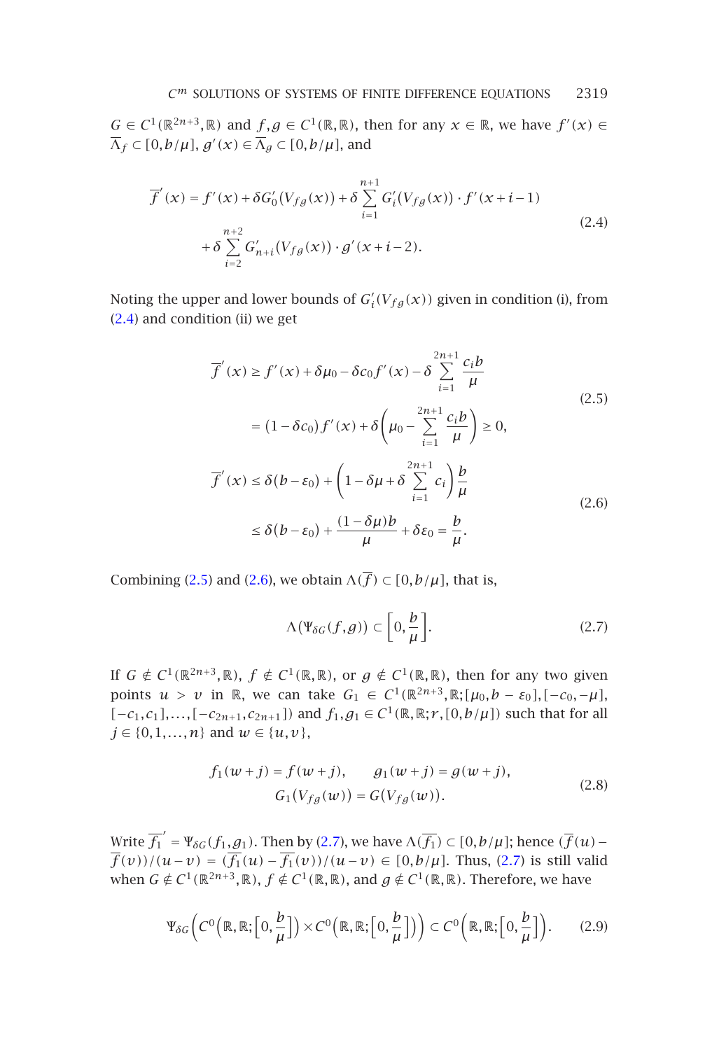$G \in C^1(\mathbb{R}^{2n+3},\mathbb{R})$ and $f,g \in C^1(\mathbb{R},\mathbb{R})$, then for any $x \in \mathbb{R}$, we have $f'(x) \in \overline{\Lambda}_f \subset [0,b/\mu]$, $g'(x) \in \overline{\Lambda}_g \subset [0,b/\mu]$, and

$$
\begin{aligned}
\overline{f}'(x) &= f'(x) + \delta G_0'(V_{fg}(x)) + \delta \sum_{i=1}^{n+1} G_i'(V_{fg}(x)) \cdot f'(x+i-1) \\
&\quad + \delta \sum_{i=2}^{n+2} G_{n+i}'(V_{fg}(x)) \cdot g'(x+i-2).
\end{aligned}
\tag{2.4}
$$

Noting the upper and lower bounds of $G_i'(V_{fg}(x))$ given in condition (i), from (2.4) and condition (ii) we get

$$
\begin{aligned}
\overline{f}'(x) &\geq f'(x) + \delta\mu_0 - \delta c_0 f'(x) - \delta \sum_{i=1}^{2n+1} \frac{c_i b}{\mu} \\
&= (1-\delta c_0) f'(x) + \delta\left(\mu_0 - \sum_{i=1}^{2n+1} \frac{c_i b}{\mu}\right) \geq 0,
\end{aligned}
\tag{2.5}
$$

$$
\begin{aligned}
\overline{f}'(x) &\leq \delta(b-\varepsilon_0) + \left(1 - \delta\mu + \delta \sum_{i=1}^{2n+1} c_i\right) \frac{b}{\mu} \\
&\leq \delta(b-\varepsilon_0) + \frac{(1-\delta\mu)b}{\mu} + \delta\varepsilon_0 = \frac{b}{\mu}.
\end{aligned}
\tag{2.6}
$$

Combining (2.5) and (2.6), we obtain $\Lambda(\overline{f}) \subset [0,b/\mu]$, that is,

$$
\Lambda(\Psi_{\delta G}(f,g)) \subset \left[0, \frac{b}{\mu}\right].
\tag{2.7}
$$

If $G \notin C^1(\mathbb{R}^{2n+3},\mathbb{R})$, $f \notin C^1(\mathbb{R},\mathbb{R})$, or $g \notin C^1(\mathbb{R},\mathbb{R})$, then for any two given points $u > v$ in $\mathbb{R}$, we can take $G_1 \in C^1(\mathbb{R}^{2n+3},\mathbb{R};[\mu_0, b-\varepsilon_0],[-c_0,-\mu],[-c_1,c_1],\ldots,[-c_{2n+1},c_{2n+1}])$ and $f_1, g_1 \in C^1(\mathbb{R},\mathbb{R};r,[0,b/\mu])$ such that for all $j \in \{0,1,\ldots,n\}$ and $w \in \{u,v\}$,

$$
\begin{gathered}
f_1(w+j) = f(w+j), \qquad g_1(w+j) = g(w+j), \\
G_1(V_{fg}(w)) = G(V_{fg}(w)).
\end{gathered}
\tag{2.8}
$$

Write $\overline{f_1}' = \Psi_{\delta G}(f_1,g_1)$. Then by (2.7), we have $\Lambda(\overline{f_1}) \subset [0,b/\mu]$; hence $(\overline{f}(u) - \overline{f}(v))/(u-v) = (\overline{f_1}(u) - \overline{f_1}(v))/(u-v) \in [0,b/\mu]$. Thus, (2.7) is still valid when $G \notin C^1(\mathbb{R}^{2n+3},\mathbb{R})$, $f \notin C^1(\mathbb{R},\mathbb{R})$, and $g \notin C^1(\mathbb{R},\mathbb{R})$. Therefore, we have

$$
\Psi_{\delta G}\left(C^0\left(\mathbb{R},\mathbb{R};\left[0,\frac{b}{\mu}\right]\right) \times C^0\left(\mathbb{R},\mathbb{R};\left[0,\frac{b}{\mu}\right]\right)\right) \subset C^0\left(\mathbb{R},\mathbb{R};\left[0,\frac{b}{\mu}\right]\right).
\tag{2.9}
$$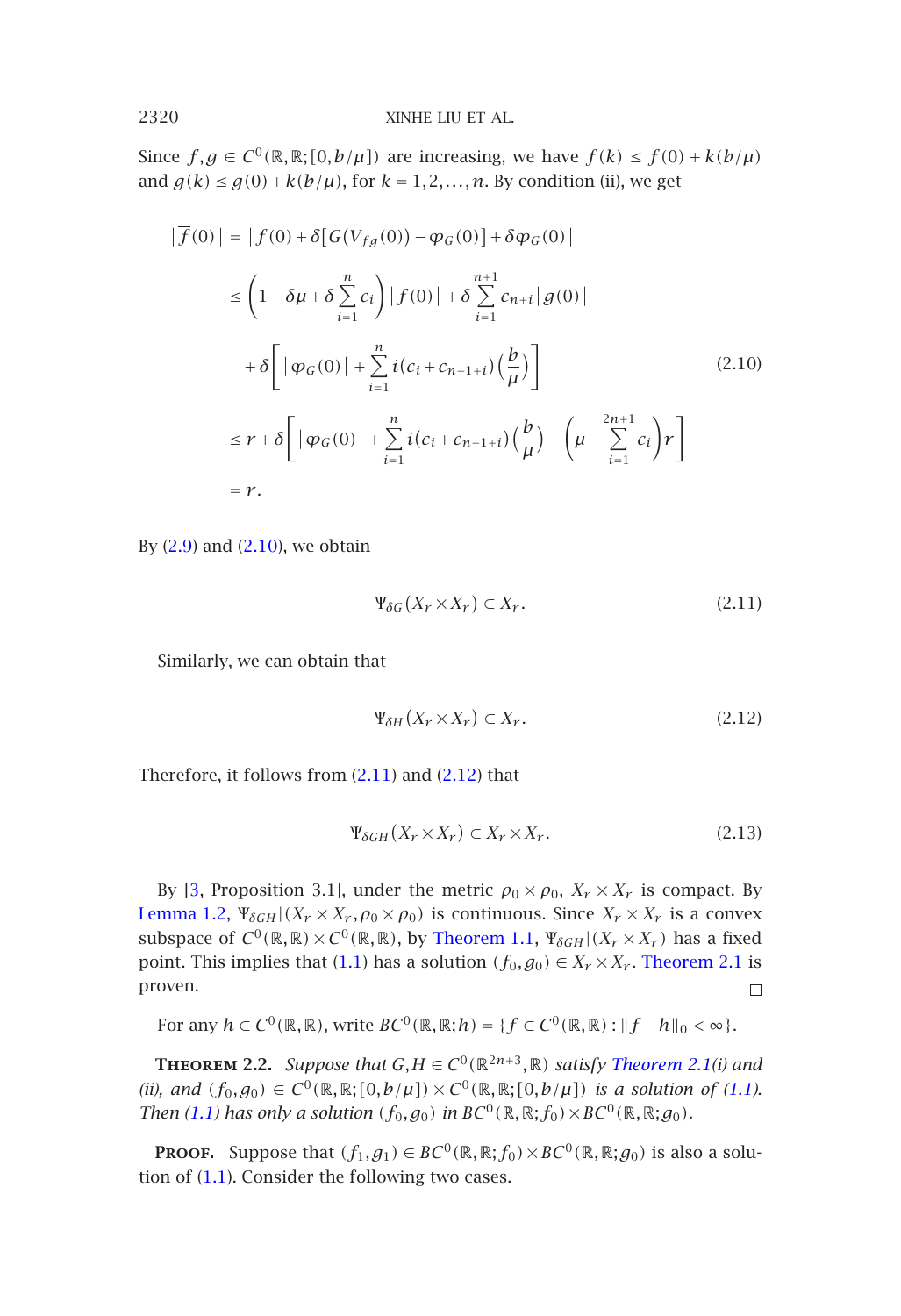Since $f,g \in C^0(\mathbb{R},\mathbb{R};[0,b/\mu])$ are increasing, we have $f(k) \le f(0)+k(b/\mu)$ and $g(k) \le g(0)+k(b/\mu)$, for $k=1,2,\ldots,n$. By condition (ii), we get

$$
\begin{aligned}
|\overline{f}(0)| &= |f(0)+\delta[G(V_{fg}(0))-\varphi_G(0)]+\delta\varphi_G(0)| \\
&\le \left(1-\delta\mu+\delta\sum_{i=1}^{n} c_i\right)|f(0)| + \delta\sum_{i=1}^{n+1} c_{n+i}|g(0)| \\
&\quad + \delta\left[|\varphi_G(0)| + \sum_{i=1}^{n} i(c_i+c_{n+1+i})\left(\frac{b}{\mu}\right)\right] \\
&\le r+\delta\left[|\varphi_G(0)| + \sum_{i=1}^{n} i(c_i+c_{n+1+i})\left(\frac{b}{\mu}\right) - \left(\mu-\sum_{i=1}^{2n+1} c_i\right)r\right] \\
&= r.
\end{aligned}
\tag{2.10}
$$

By (2.9) and (2.10), we obtain

$$
\Psi_{\delta G}(X_r \times X_r) \subset X_r. \tag{2.11}
$$

Similarly, we can obtain that

$$
\Psi_{\delta H}(X_r \times X_r) \subset X_r. \tag{2.12}
$$

Therefore, it follows from (2.11) and (2.12) that

$$
\Psi_{\delta GH}(X_r \times X_r) \subset X_r \times X_r. \tag{2.13}
$$

By [3, Proposition 3.1], under the metric $\rho_0 \times \rho_0$, $X_r \times X_r$ is compact. By Lemma 1.2, $\Psi_{\delta GH}|(X_r \times X_r, \rho_0 \times \rho_0)$ is continuous. Since $X_r \times X_r$ is a convex subspace of $C^0(\mathbb{R},\mathbb{R}) \times C^0(\mathbb{R},\mathbb{R})$, by Theorem 1.1, $\Psi_{\delta GH}|(X_r \times X_r)$ has a fixed point. This implies that (1.1) has a solution $(f_0,g_0) \in X_r \times X_r$. Theorem 2.1 is proven. $\square$

For any $h \in C^0(\mathbb{R},\mathbb{R})$, write $BC^0(\mathbb{R},\mathbb{R};h) = \{f \in C^0(\mathbb{R},\mathbb{R}) : \|f-h\|_0 < \infty\}$.

**Theorem 2.2.** *Suppose that $G,H \in C^0(\mathbb{R}^{2n+3},\mathbb{R})$ satisfy Theorem 2.1(i) and (ii), and $(f_0,g_0) \in C^0(\mathbb{R},\mathbb{R};[0,b/\mu]) \times C^0(\mathbb{R},\mathbb{R};[0,b/\mu])$ is a solution of (1.1). Then (1.1) has only a solution $(f_0,g_0)$ in $BC^0(\mathbb{R},\mathbb{R};f_0) \times BC^0(\mathbb{R},\mathbb{R};g_0)$.*

**Proof.** Suppose that $(f_1,g_1) \in BC^0(\mathbb{R},\mathbb{R};f_0) \times BC^0(\mathbb{R},\mathbb{R};g_0)$ is also a solution of (1.1). Consider the following two cases.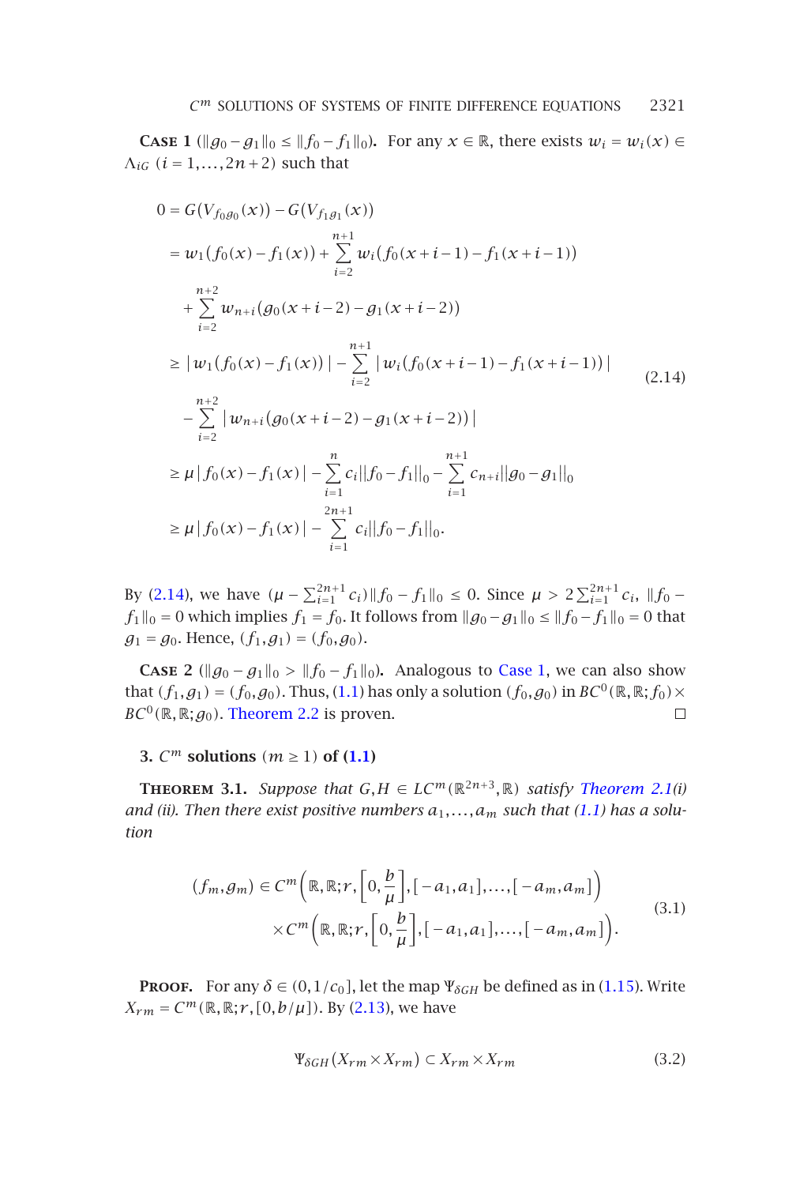**Case 1** ($\|g_0 - g_1\|_0 \le \|f_0 - f_1\|_0$). For any $x \in \mathbb{R}$, there exists $w_i = w_i(x) \in \Lambda_{iG}$ $(i = 1,\dots,2n+2)$ such that

$$
\begin{aligned}
0 &= G(V_{f_0 g_0}(x)) - G(V_{f_1 g_1}(x)) \\
&= w_1(f_0(x) - f_1(x)) + \sum_{i=2}^{n+1} w_i(f_0(x+i-1) - f_1(x+i-1)) \\
&\quad + \sum_{i=2}^{n+2} w_{n+i}(g_0(x+i-2) - g_1(x+i-2)) \\
&\ge |w_1(f_0(x) - f_1(x))| - \sum_{i=2}^{n+1} |w_i(f_0(x+i-1) - f_1(x+i-1))| \\
&\quad - \sum_{i=2}^{n+2} |w_{n+i}(g_0(x+i-2) - g_1(x+i-2))| \\
&\ge \mu |f_0(x) - f_1(x)| - \sum_{i=1}^{n} c_i \|f_0 - f_1\|_0 - \sum_{i=1}^{n+1} c_{n+i} \|g_0 - g_1\|_0 \\
&\ge \mu |f_0(x) - f_1(x)| - \sum_{i=1}^{2n+1} c_i \|f_0 - f_1\|_0.
\end{aligned}
\tag{2.14}
$$

By (2.14), we have $(\mu - \sum_{i=1}^{2n+1} c_i)\|f_0 - f_1\|_0 \le 0$. Since $\mu > 2\sum_{i=1}^{2n+1} c_i$, $\|f_0 - f_1\|_0 = 0$ which implies $f_1 = f_0$. It follows from $\|g_0 - g_1\|_0 \le \|f_0 - f_1\|_0 = 0$ that $g_1 = g_0$. Hence, $(f_1, g_1) = (f_0, g_0)$.

**Case 2** ($\|g_0 - g_1\|_0 > \|f_0 - f_1\|_0$). Analogous to Case 1, we can also show that $(f_1, g_1) = (f_0, g_0)$. Thus, (1.1) has only a solution $(f_0, g_0)$ in $BC^0(\mathbb{R}, \mathbb{R}; f_0) \times BC^0(\mathbb{R}, \mathbb{R}; g_0)$. Theorem 2.2 is proven. □

## 3. $C^m$ solutions $(m \ge 1)$ of (1.1)

**Theorem 3.1.** *Suppose that $G, H \in LC^m(\mathbb{R}^{2n+3}, \mathbb{R})$ satisfy Theorem 2.1(i) and (ii). Then there exist positive numbers $a_1, \dots, a_m$ such that (1.1) has a solution*

$$
\begin{aligned}
(f_m, g_m) &\in C^m\left(\mathbb{R}, \mathbb{R}; r, \left[0, \frac{b}{\mu}\right], [-a_1, a_1], \dots, [-a_m, a_m]\right) \\
&\quad \times C^m\left(\mathbb{R}, \mathbb{R}; r, \left[0, \frac{b}{\mu}\right], [-a_1, a_1], \dots, [-a_m, a_m]\right).
\end{aligned}
\tag{3.1}
$$

**Proof.** For any $\delta \in (0, 1/c_0]$, let the map $\Psi_{\delta GH}$ be defined as in (1.15). Write $X_{rm} = C^m(\mathbb{R}, \mathbb{R}; r, [0, b/\mu])$. By (2.13), we have

$$
\Psi_{\delta GH}(X_{rm} \times X_{rm}) \subset X_{rm} \times X_{rm}
\tag{3.2}
$$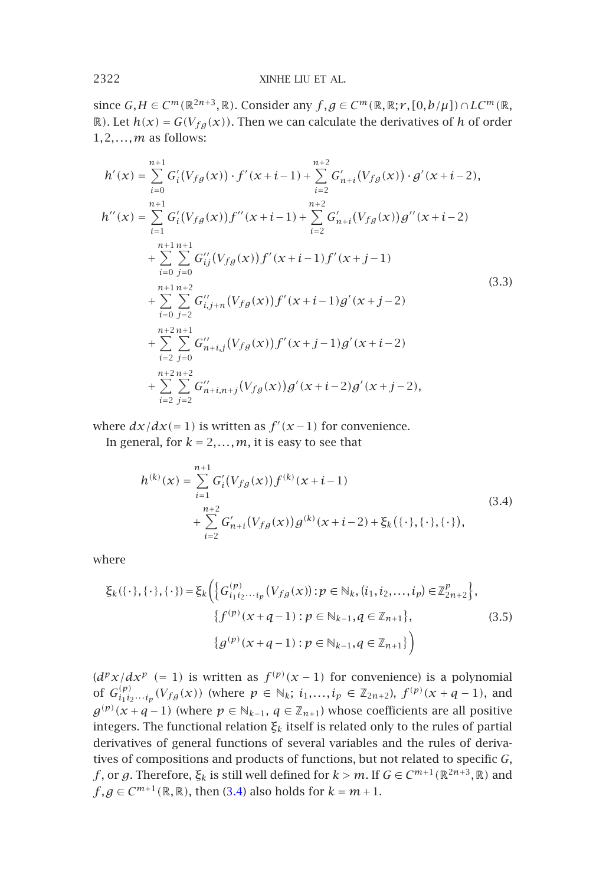since $G, H \in C^m(\mathbb{R}^{2n+3}, \mathbb{R})$. Consider any $f, g \in C^m(\mathbb{R}, \mathbb{R}; r, [0, b/\mu]) \cap LC^m(\mathbb{R}, \mathbb{R})$. Let $h(x) = G(V_{fg}(x))$. Then we can calculate the derivatives of $h$ of order $1, 2, \ldots, m$ as follows:

$$
\begin{aligned}
h'(x) &= \sum_{i=0}^{n+1} G_i'(V_{fg}(x)) \cdot f'(x+i-1) + \sum_{i=2}^{n+2} G_{n+i}'(V_{fg}(x)) \cdot g'(x+i-2), \\
h''(x) &= \sum_{i=1}^{n+1} G_i'(V_{fg}(x)) f''(x+i-1) + \sum_{i=2}^{n+2} G_{n+i}'(V_{fg}(x)) g''(x+i-2) \\
&\quad + \sum_{i=0}^{n+1}\sum_{j=0}^{n+1} G_{ij}''(V_{fg}(x)) f'(x+i-1) f'(x+j-1) \\
&\quad + \sum_{i=0}^{n+1}\sum_{j=2}^{n+2} G_{i,j+n}''(V_{fg}(x)) f'(x+i-1) g'(x+j-2) \\
&\quad + \sum_{i=2}^{n+2}\sum_{j=0}^{n+1} G_{n+i,j}''(V_{fg}(x)) f'(x+j-1) g'(x+i-2) \\
&\quad + \sum_{i=2}^{n+2}\sum_{j=2}^{n+2} G_{n+i,n+j}''(V_{fg}(x)) g'(x+i-2) g'(x+j-2),
\end{aligned}
\tag{3.3}
$$

where $dx/dx (= 1)$ is written as $f'(x-1)$ for convenience.

In general, for $k = 2, \ldots, m$, it is easy to see that

$$
\begin{aligned}
h^{(k)}(x) &= \sum_{i=1}^{n+1} G_i'(V_{fg}(x)) f^{(k)}(x+i-1) \\
&\quad + \sum_{i=2}^{n+2} G_{n+i}'(V_{fg}(x)) g^{(k)}(x+i-2) + \xi_k(\{\cdot\}, \{\cdot\}, \{\cdot\}),
\end{aligned}
\tag{3.4}
$$

where

$$
\begin{aligned}
\xi_k(\{\cdot\}, \{\cdot\}, \{\cdot\}) = \xi_k\Big( &\big\{G_{i_1 i_2 \cdots i_p}^{(p)}(V_{fg}(x)) : p \in \mathbb{N}_k, (i_1, i_2, \ldots, i_p) \in \mathbb{Z}_{2n+2}^p\big\}, \\
&\{f^{(p)}(x+q-1) : p \in \mathbb{N}_{k-1}, q \in \mathbb{Z}_{n+1}\}, \\
&\{g^{(p)}(x+q-1) : p \in \mathbb{N}_{k-1}, q \in \mathbb{Z}_{n+1}\}\Big)
\end{aligned}
\tag{3.5}
$$

($d^p x/dx^p$ $(= 1)$ is written as $f^{(p)}(x-1)$ for convenience) is a polynomial of $G_{i_1 i_2 \cdots i_p}^{(p)}(V_{fg}(x))$ (where $p \in \mathbb{N}_k$; $i_1, \ldots, i_p \in \mathbb{Z}_{2n+2}$), $f^{(p)}(x+q-1)$, and $g^{(p)}(x+q-1)$ (where $p \in \mathbb{N}_{k-1}$, $q \in \mathbb{Z}_{n+1}$) whose coefficients are all positive integers. The functional relation $\xi_k$ itself is related only to the rules of partial derivatives of general functions of several variables and the rules of derivatives of compositions and products of functions, but not related to specific $G$, $f$, or $g$. Therefore, $\xi_k$ is still well defined for $k > m$. If $G \in C^{m+1}(\mathbb{R}^{2n+3}, \mathbb{R})$ and $f, g \in C^{m+1}(\mathbb{R}, \mathbb{R})$, then (3.4) also holds for $k = m+1$.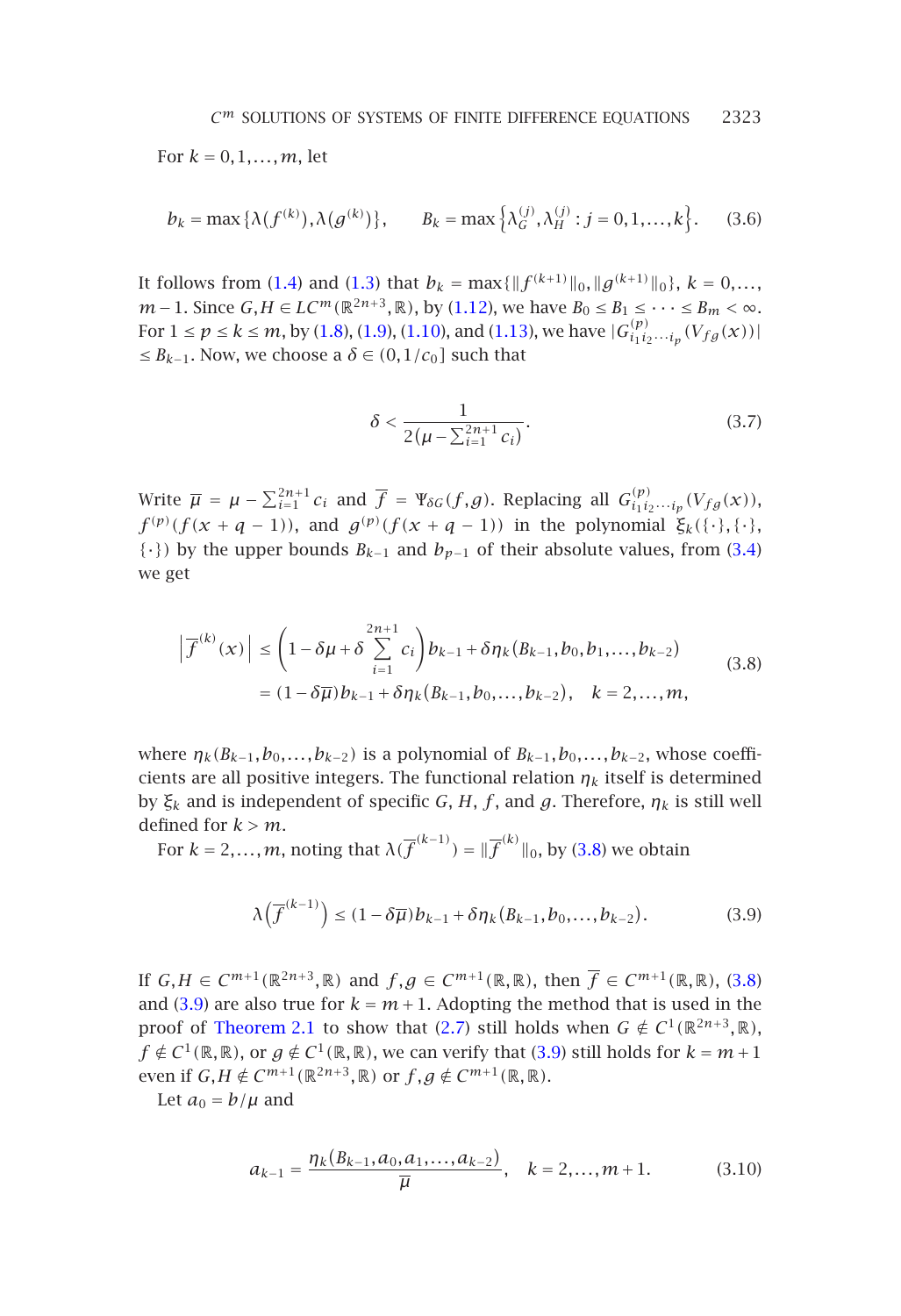For $k = 0, 1, \ldots, m$, let

$$b_k = \max\{\lambda(f^{(k)}), \lambda(g^{(k)})\}, \qquad B_k = \max\left\{\lambda_G^{(j)}, \lambda_H^{(j)} : j = 0, 1, \ldots, k\right\}. \tag{3.6}$$

It follows from (1.4) and (1.3) that $b_k = \max\{\|f^{(k+1)}\|_0, \|g^{(k+1)}\|_0\}$, $k = 0, \ldots, m-1$. Since $G, H \in LC^m(\mathbb{R}^{2n+3}, \mathbb{R})$, by (1.12), we have $B_0 \le B_1 \le \cdots \le B_m < \infty$. For $1 \le p \le k \le m$, by (1.8), (1.9), (1.10), and (1.13), we have $|G^{(p)}_{i_1 i_2 \cdots i_p}(V_{fg}(x))| \le B_{k-1}$. Now, we choose a $\delta \in (0, 1/c_0]$ such that

$$\delta < \frac{1}{2\left(\mu - \sum_{i=1}^{2n+1} c_i\right)}. \tag{3.7}$$

Write $\overline{\mu} = \mu - \sum_{i=1}^{2n+1} c_i$ and $\overline{f} = \Psi_{\delta G}(f, g)$. Replacing all $G^{(p)}_{i_1 i_2 \cdots i_p}(V_{fg}(x))$, $f^{(p)}(f(x+q-1))$, and $g^{(p)}(f(x+q-1))$ in the polynomial $\xi_k(\{\cdot\}, \{\cdot\}, \{\cdot\})$ by the upper bounds $B_{k-1}$ and $b_{p-1}$ of their absolute values, from (3.4) we get

$$\begin{aligned} \left|\overline{f}^{(k)}(x)\right| &\le \left(1 - \delta\mu + \delta \sum_{i=1}^{2n+1} c_i\right) b_{k-1} + \delta \eta_k(B_{k-1}, b_0, b_1, \ldots, b_{k-2}) \\ &= (1 - \delta\overline{\mu}) b_{k-1} + \delta \eta_k(B_{k-1}, b_0, \ldots, b_{k-2}), \quad k = 2, \ldots, m, \end{aligned} \tag{3.8}$$

where $\eta_k(B_{k-1}, b_0, \ldots, b_{k-2})$ is a polynomial of $B_{k-1}, b_0, \ldots, b_{k-2}$, whose coefficients are all positive integers. The functional relation $\eta_k$ itself is determined by $\xi_k$ and is independent of specific $G$, $H$, $f$, and $g$. Therefore, $\eta_k$ is still well defined for $k > m$.

For $k = 2, \ldots, m$, noting that $\lambda(\overline{f}^{(k-1)}) = \|\overline{f}^{(k)}\|_0$, by (3.8) we obtain

$$\lambda\left(\overline{f}^{(k-1)}\right) \le (1 - \delta\overline{\mu}) b_{k-1} + \delta \eta_k(B_{k-1}, b_0, \ldots, b_{k-2}). \tag{3.9}$$

If $G, H \in C^{m+1}(\mathbb{R}^{2n+3}, \mathbb{R})$ and $f, g \in C^{m+1}(\mathbb{R}, \mathbb{R})$, then $\overline{f} \in C^{m+1}(\mathbb{R}, \mathbb{R})$, (3.8) and (3.9) are also true for $k = m+1$. Adopting the method that is used in the proof of Theorem 2.1 to show that (2.7) still holds when $G \notin C^1(\mathbb{R}^{2n+3}, \mathbb{R})$, $f \notin C^1(\mathbb{R}, \mathbb{R})$, or $g \notin C^1(\mathbb{R}, \mathbb{R})$, we can verify that (3.9) still holds for $k = m+1$ even if $G, H \notin C^{m+1}(\mathbb{R}^{2n+3}, \mathbb{R})$ or $f, g \notin C^{m+1}(\mathbb{R}, \mathbb{R})$.

Let $a_0 = b/\mu$ and

$$a_{k-1} = \frac{\eta_k(B_{k-1}, a_0, a_1, \ldots, a_{k-2})}{\overline{\mu}}, \quad k = 2, \ldots, m+1. \tag{3.10}$$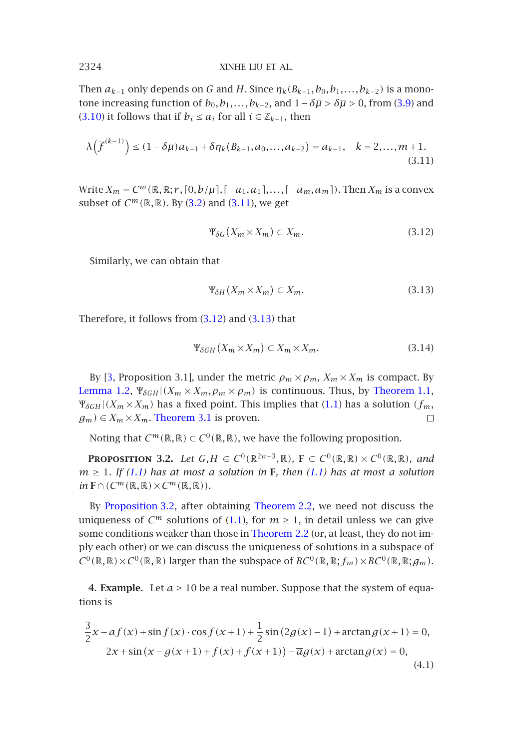Then $a_{k-1}$ only depends on $G$ and $H$. Since $\eta_k(B_{k-1}, b_0, b_1, \ldots, b_{k-2})$ is a monotone increasing function of $b_0, b_1, \ldots, b_{k-2}$, and $1 - \delta\overline{\mu} > \delta\overline{\mu} > 0$, from (3.9) and (3.10) it follows that if $b_i \le a_i$ for all $i \in \mathbb{Z}_{k-1}$, then

$$\lambda\left(\overline{f}^{(k-1)}\right) \le (1 - \delta\overline{\mu})a_{k-1} + \delta\eta_k(B_{k-1}, a_0, \ldots, a_{k-2}) = a_{k-1}, \quad k = 2, \ldots, m+1. \tag{3.11}$$

Write $X_m = C^m(\mathbb{R}, \mathbb{R}; r, [0, b/\mu], [-a_1, a_1], \ldots, [-a_m, a_m])$. Then $X_m$ is a convex subset of $C^m(\mathbb{R}, \mathbb{R})$. By (3.2) and (3.11), we get

$$\Psi_{\delta G}(X_m \times X_m) \subset X_m. \tag{3.12}$$

Similarly, we can obtain that

$$\Psi_{\delta H}(X_m \times X_m) \subset X_m. \tag{3.13}$$

Therefore, it follows from (3.12) and (3.13) that

$$\Psi_{\delta GH}(X_m \times X_m) \subset X_m \times X_m. \tag{3.14}$$

By [3, Proposition 3.1], under the metric $\rho_m \times \rho_m$, $X_m \times X_m$ is compact. By Lemma 1.2, $\Psi_{\delta GH}|(X_m \times X_m, \rho_m \times \rho_m)$ is continuous. Thus, by Theorem 1.1, $\Psi_{\delta GH}|(X_m \times X_m)$ has a fixed point. This implies that (1.1) has a solution $(f_m, g_m) \in X_m \times X_m$. Theorem 3.1 is proven. □

Noting that $C^m(\mathbb{R}, \mathbb{R}) \subset C^0(\mathbb{R}, \mathbb{R})$, we have the following proposition.

**Proposition 3.2.** *Let $G, H \in C^0(\mathbb{R}^{2n+3}, \mathbb{R})$, $\mathbf{F} \subset C^0(\mathbb{R}, \mathbb{R}) \times C^0(\mathbb{R}, \mathbb{R})$, and $m \ge 1$. If (1.1) has at most a solution in $\mathbf{F}$, then (1.1) has at most a solution in $\mathbf{F} \cap (C^m(\mathbb{R}, \mathbb{R}) \times C^m(\mathbb{R}, \mathbb{R}))$.*

By Proposition 3.2, after obtaining Theorem 2.2, we need not discuss the uniqueness of $C^m$ solutions of (1.1), for $m \ge 1$, in detail unless we can give some conditions weaker than those in Theorem 2.2 (or, at least, they do not imply each other) or we can discuss the uniqueness of solutions in a subspace of $C^0(\mathbb{R}, \mathbb{R}) \times C^0(\mathbb{R}, \mathbb{R})$ larger than the subspace of $BC^0(\mathbb{R}, \mathbb{R}; f_m) \times BC^0(\mathbb{R}, \mathbb{R}; g_m)$.

## 4. Example.

Let $a \ge 10$ be a real number. Suppose that the system of equations is

$$\begin{aligned} \frac{3}{2}x - af(x) + \sin f(x) \cdot \cos f(x+1) + \frac{1}{2}\sin\left(2g(x) - 1\right) + \arctan g(x+1) &= 0, \\ 2x + \sin\left(x - g(x+1) + f(x) + f(x+1)\right) - \overline{a}g(x) + \arctan g(x) &= 0, \end{aligned} \tag{4.1}$$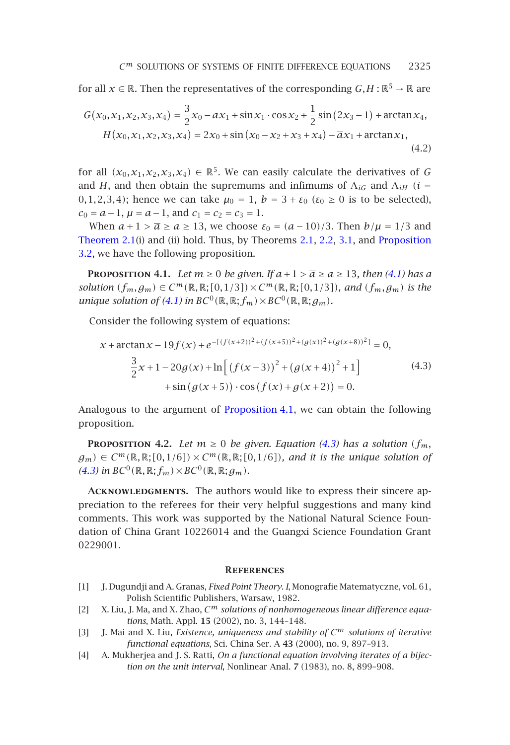for all $x \in \mathbb{R}$. Then the representatives of the corresponding $G, H : \mathbb{R}^5 \to \mathbb{R}$ are

$$
\begin{gathered}
G(x_0,x_1,x_2,x_3,x_4) = \frac{3}{2}x_0 - ax_1 + \sin x_1 \cdot \cos x_2 + \frac{1}{2}\sin(2x_3 - 1) + \arctan x_4, \\
H(x_0,x_1,x_2,x_3,x_4) = 2x_0 + \sin(x_0 - x_2 + x_3 + x_4) - \overline{a}x_1 + \arctan x_1,
\end{gathered} \tag{4.2}
$$

for all $(x_0,x_1,x_2,x_3,x_4) \in \mathbb{R}^5$. We can easily calculate the derivatives of $G$ and $H$, and then obtain the supremums and infimums of $\Lambda_{iG}$ and $\Lambda_{iH}$ ($i = 0,1,2,3,4$); hence we can take $\mu_0 = 1$, $b = 3 + \varepsilon_0$ ($\varepsilon_0 \geq 0$ is to be selected), $c_0 = a + 1$, $\mu = a - 1$, and $c_1 = c_2 = c_3 = 1$.

When $a + 1 > \overline{a} \geq a \geq 13$, we choose $\varepsilon_0 = (a - 10)/3$. Then $b/\mu = 1/3$ and Theorem 2.1(i) and (ii) hold. Thus, by Theorems 2.1, 2.2, 3.1, and Proposition 3.2, we have the following proposition.

**Proposition 4.1.** *Let $m \geq 0$ be given. If $a + 1 > \overline{a} \geq a \geq 13$, then (4.1) has a solution $(f_m, g_m) \in C^m(\mathbb{R},\mathbb{R};[0,1/3]) \times C^m(\mathbb{R},\mathbb{R};[0,1/3])$, and $(f_m, g_m)$ is the unique solution of (4.1) in $BC^0(\mathbb{R},\mathbb{R};f_m) \times BC^0(\mathbb{R},\mathbb{R};g_m)$.*

Consider the following system of equations:

$$
\begin{gathered}
x + \arctan x - 19f(x) + e^{-[(f(x+2))^2 + (f(x+5))^2 + (g(x))^2 + (g(x+8))^2]} = 0, \\
\frac{3}{2}x + 1 - 20g(x) + \ln\left[(f(x+3))^2 + (g(x+4))^2 + 1\right] \\
+ \sin(g(x+5)) \cdot \cos(f(x) + g(x+2)) = 0.
\end{gathered} \tag{4.3}
$$

Analogous to the argument of Proposition 4.1, we can obtain the following proposition.

**Proposition 4.2.** *Let $m \geq 0$ be given. Equation (4.3) has a solution $(f_m, g_m) \in C^m(\mathbb{R},\mathbb{R};[0,1/6]) \times C^m(\mathbb{R},\mathbb{R};[0,1/6])$, and it is the unique solution of (4.3) in $BC^0(\mathbb{R},\mathbb{R};f_m) \times BC^0(\mathbb{R},\mathbb{R};g_m)$.*

**Acknowledgments.** The authors would like to express their sincere appreciation to the referees for their very helpful suggestions and many kind comments. This work was supported by the National Natural Science Foundation of China Grant 10226014 and the Guangxi Science Foundation Grant 0229001.

## References

[1] J. Dugundji and A. Granas, *Fixed Point Theory. I*, Monografie Matematyczne, vol. 61, Polish Scientific Publishers, Warsaw, 1982.

[2] X. Liu, J. Ma, and X. Zhao, *$C^m$ solutions of nonhomogeneous linear difference equations*, Math. Appl. **15** (2002), no. 3, 144–148.

[3] J. Mai and X. Liu, *Existence, uniqueness and stability of $C^m$ solutions of iterative functional equations*, Sci. China Ser. A **43** (2000), no. 9, 897–913.

[4] A. Mukherjea and J. S. Ratti, *On a functional equation involving iterates of a bijection on the unit interval*, Nonlinear Anal. **7** (1983), no. 8, 899–908.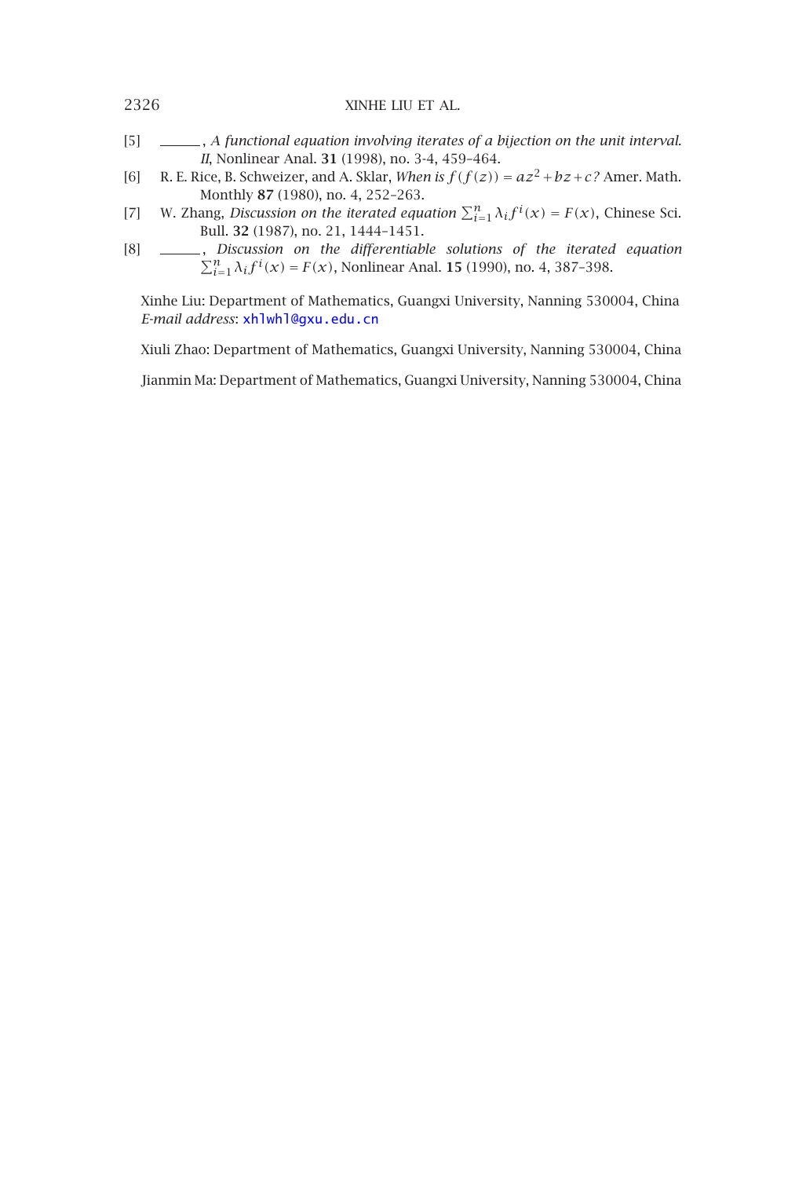[5] ______, *A functional equation involving iterates of a bijection on the unit interval. II*, Nonlinear Anal. **31** (1998), no. 3-4, 459–464.

[6] R. E. Rice, B. Schweizer, and A. Sklar, *When is $f(f(z)) = az^2 + bz + c$?* Amer. Math. Monthly **87** (1980), no. 4, 252–263.

[7] W. Zhang, *Discussion on the iterated equation* $\sum_{i=1}^{n} \lambda_i f^i(x) = F(x)$, Chinese Sci. Bull. **32** (1987), no. 21, 1444–1451.

[8] ______, *Discussion on the differentiable solutions of the iterated equation* $\sum_{i=1}^{n} \lambda_i f^i(x) = F(x)$, Nonlinear Anal. **15** (1990), no. 4, 387–398.

Xinhe Liu: Department of Mathematics, Guangxi University, Nanning 530004, China
*E-mail address*: xhlwhl@gxu.edu.cn

Xiuli Zhao: Department of Mathematics, Guangxi University, Nanning 530004, China

Jianmin Ma: Department of Mathematics, Guangxi University, Nanning 530004, China